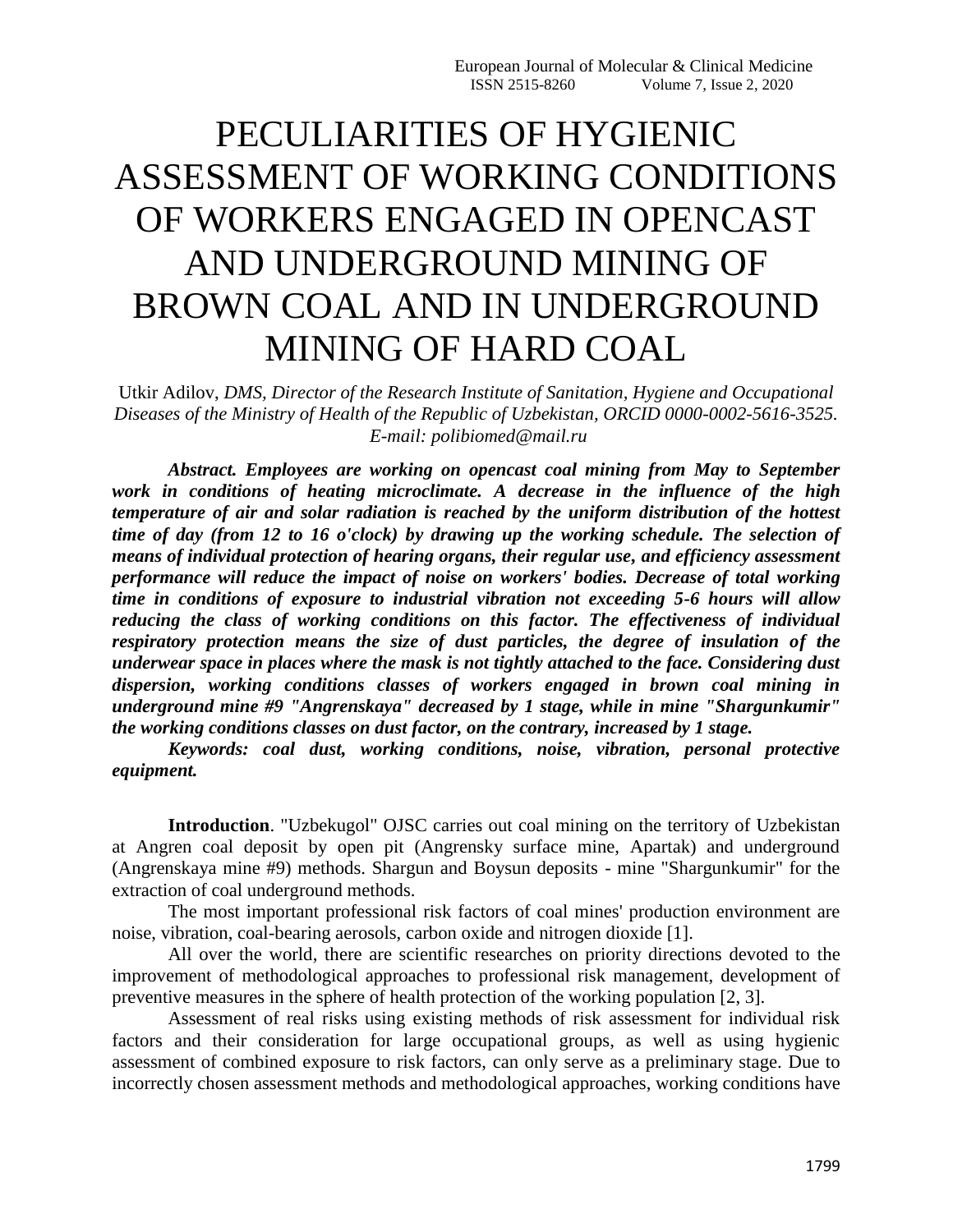# PECULIARITIES OF HYGIENIC ASSESSMENT OF WORKING CONDITIONS OF WORKERS ENGAGED IN OPENCAST AND UNDERGROUND MINING OF BROWN COAL AND IN UNDERGROUND MINING OF HARD COAL

Utkir Adilov, *DMS, Director of the Research Institute of Sanitation, Hygiene and Occupational Diseases of the Ministry of Health of the Republic of Uzbekistan, ORCID 0000-0002-5616-3525. E-mail: polibiomed@mail.ru*

***Abstract. Employees are working on opencast coal mining from May to September work in conditions of heating microclimate. A decrease in the influence of the high temperature of air and solar radiation is reached by the uniform distribution of the hottest time of day (from 12 to 16 o'clock) by drawing up the working schedule. The selection of means of individual protection of hearing organs, their regular use, and efficiency assessment performance will reduce the impact of noise on workers' bodies. Decrease of total working time in conditions of exposure to industrial vibration not exceeding 5-6 hours will allow reducing the class of working conditions on this factor. The effectiveness of individual respiratory protection means the size of dust particles, the degree of insulation of the underwear space in places where the mask is not tightly attached to the face. Considering dust dispersion, working conditions classes of workers engaged in brown coal mining in underground mine #9 "Angrenskaya" decreased by 1 stage, while in mine "Shargunkumir" the working conditions classes on dust factor, on the contrary, increased by 1 stage.***

***Keywords: coal dust, working conditions, noise, vibration, personal protective equipment.***

**Introduction**. "Uzbekugol" OJSC carries out coal mining on the territory of Uzbekistan at Angren coal deposit by open pit (Angrensky surface mine, Apartak) and underground (Angrenskaya mine #9) methods. Shargun and Boysun deposits - mine "Shargunkumir" for the extraction of coal underground methods.

The most important professional risk factors of coal mines' production environment are noise, vibration, coal-bearing aerosols, carbon oxide and nitrogen dioxide [1].

All over the world, there are scientific researches on priority directions devoted to the improvement of methodological approaches to professional risk management, development of preventive measures in the sphere of health protection of the working population [2, 3].

Assessment of real risks using existing methods of risk assessment for individual risk factors and their consideration for large occupational groups, as well as using hygienic assessment of combined exposure to risk factors, can only serve as a preliminary stage. Due to incorrectly chosen assessment methods and methodological approaches, working conditions have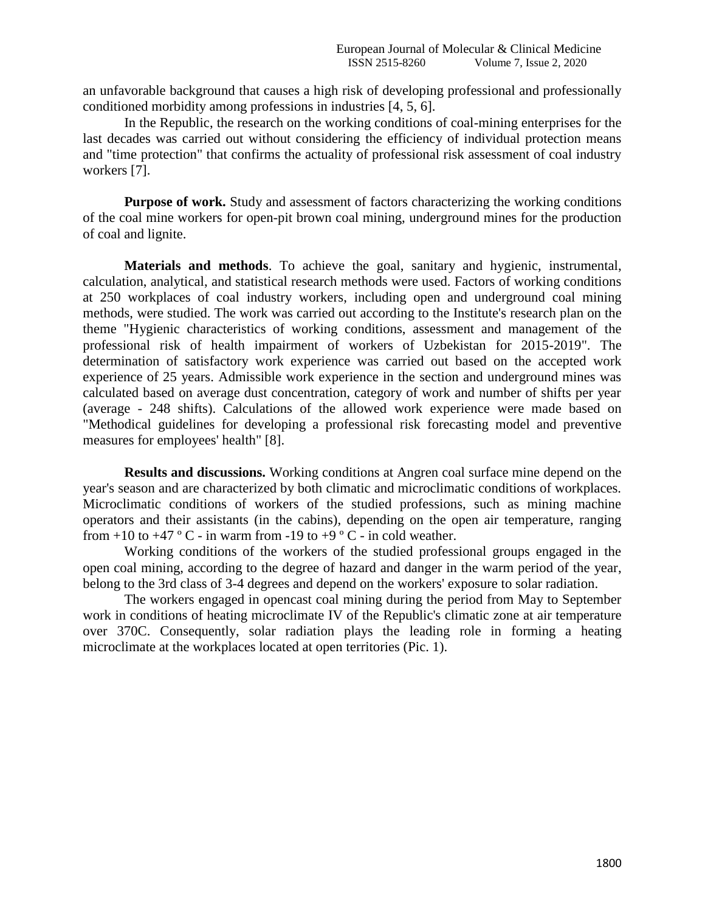an unfavorable background that causes a high risk of developing professional and professionally conditioned morbidity among professions in industries [4, 5, 6].

In the Republic, the research on the working conditions of coal-mining enterprises for the last decades was carried out without considering the efficiency of individual protection means and "time protection" that confirms the actuality of professional risk assessment of coal industry workers [7].

**Purpose of work.** Study and assessment of factors characterizing the working conditions of the coal mine workers for open-pit brown coal mining, underground mines for the production of coal and lignite.

**Materials and methods**. To achieve the goal, sanitary and hygienic, instrumental, calculation, analytical, and statistical research methods were used. Factors of working conditions at 250 workplaces of coal industry workers, including open and underground coal mining methods, were studied. The work was carried out according to the Institute's research plan on the theme "Hygienic characteristics of working conditions, assessment and management of the professional risk of health impairment of workers of Uzbekistan for 2015-2019". The determination of satisfactory work experience was carried out based on the accepted work experience of 25 years. Admissible work experience in the section and underground mines was calculated based on average dust concentration, category of work and number of shifts per year (average - 248 shifts). Calculations of the allowed work experience were made based on "Methodical guidelines for developing a professional risk forecasting model and preventive measures for employees' health" [8].

**Results and discussions.** Working conditions at Angren coal surface mine depend on the year's season and are characterized by both climatic and microclimatic conditions of workplaces. Microclimatic conditions of workers of the studied professions, such as mining machine operators and their assistants (in the cabins), depending on the open air temperature, ranging from +10 to +47 º C - in warm from -19 to +9 º C - in cold weather.

Working conditions of the workers of the studied professional groups engaged in the open coal mining, according to the degree of hazard and danger in the warm period of the year, belong to the 3rd class of 3-4 degrees and depend on the workers' exposure to solar radiation.

The workers engaged in opencast coal mining during the period from May to September work in conditions of heating microclimate IV of the Republic's climatic zone at air temperature over 370C. Consequently, solar radiation plays the leading role in forming a heating microclimate at the workplaces located at open territories (Pic. 1).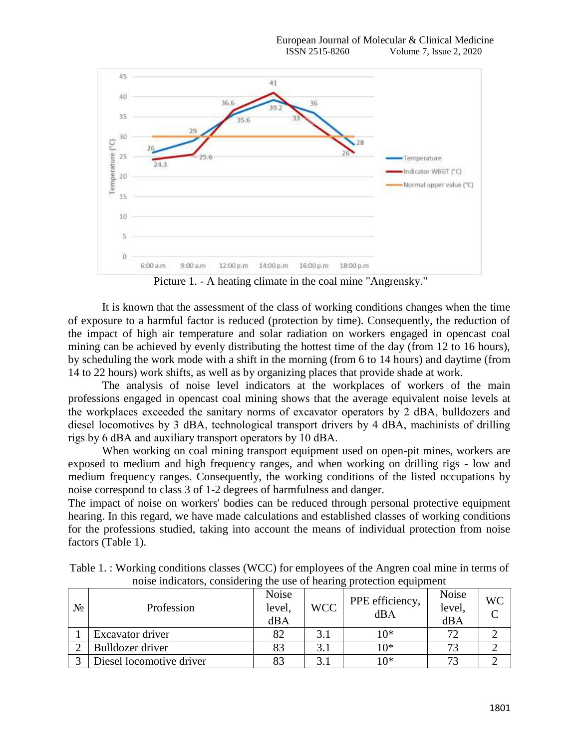Picture 1. - A heating climate in the coal mine "Angrensky."

It is known that the assessment of the class of working conditions changes when the time of exposure to a harmful factor is reduced (protection by time). Consequently, the reduction of the impact of high air temperature and solar radiation on workers engaged in opencast coal mining can be achieved by evenly distributing the hottest time of the day (from 12 to 16 hours), by scheduling the work mode with a shift in the morning (from 6 to 14 hours) and daytime (from 14 to 22 hours) work shifts, as well as by organizing places that provide shade at work.

The analysis of noise level indicators at the workplaces of workers of the main professions engaged in opencast coal mining shows that the average equivalent noise levels at the workplaces exceeded the sanitary norms of excavator operators by 2 dBA, bulldozers and diesel locomotives by 3 dBA, technological transport drivers by 4 dBA, machinists of drilling rigs by 6 dBA and auxiliary transport operators by 10 dBA.

When working on coal mining transport equipment used on open-pit mines, workers are exposed to medium and high frequency ranges, and when working on drilling rigs - low and medium frequency ranges. Consequently, the working conditions of the listed occupations by noise correspond to class 3 of 1-2 degrees of harmfulness and danger.

The impact of noise on workers' bodies can be reduced through personal protective equipment hearing. In this regard, we have made calculations and established classes of working conditions for the professions studied, taking into account the means of individual protection from noise factors (Table 1).

Table 1. : Working conditions classes (WCC) for employees of the Angren coal mine in terms of noise indicators, considering the use of hearing protection equipment

| № | Profession | Noise level, dBA | WCC | PPE efficiency, dBA | Noise level, dBA | WCC |
|---|---|---|---|---|---|---|
| 1 | Excavator driver | 82 | 3.1 | 10* | 72 | 2 |
| 2 | Bulldozer driver | 83 | 3.1 | 10* | 73 | 2 |
| 3 | Diesel locomotive driver | 83 | 3.1 | 10* | 73 | 2 |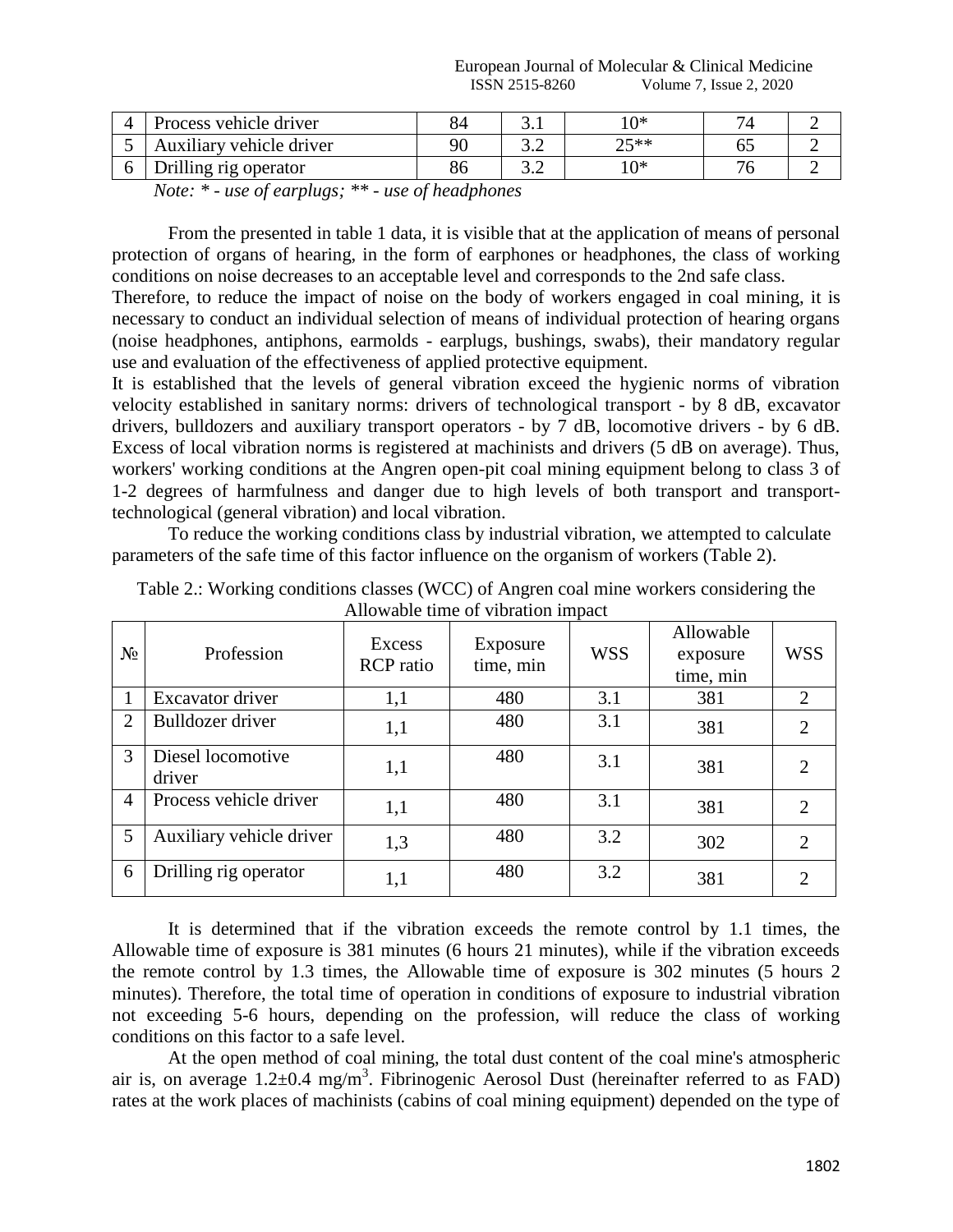| 4 | Process vehicle driver | 84 | 3.1 | 10* | 74 | 2 |
|---|---|---|---|---|---|---|
| 5 | Auxiliary vehicle driver | 90 | 3.2 | 25** | 65 | 2 |
| 6 | Drilling rig operator | 86 | 3.2 | 10* | 76 | 2 |

*Note: * - use of earplugs; ** - use of headphones*

From the presented in table 1 data, it is visible that at the application of means of personal protection of organs of hearing, in the form of earphones or headphones, the class of working conditions on noise decreases to an acceptable level and corresponds to the 2nd safe class.

Therefore, to reduce the impact of noise on the body of workers engaged in coal mining, it is necessary to conduct an individual selection of means of individual protection of hearing organs (noise headphones, antiphons, earmolds - earplugs, bushings, swabs), their mandatory regular use and evaluation of the effectiveness of applied protective equipment.

It is established that the levels of general vibration exceed the hygienic norms of vibration velocity established in sanitary norms: drivers of technological transport - by 8 dB, excavator drivers, bulldozers and auxiliary transport operators - by 7 dB, locomotive drivers - by 6 dB. Excess of local vibration norms is registered at machinists and drivers (5 dB on average). Thus, workers' working conditions at the Angren open-pit coal mining equipment belong to class 3 of 1-2 degrees of harmfulness and danger due to high levels of both transport and transport-technological (general vibration) and local vibration.

To reduce the working conditions class by industrial vibration, we attempted to calculate parameters of the safe time of this factor influence on the organism of workers (Table 2).

Table 2.: Working conditions classes (WCC) of Angren coal mine workers considering the Allowable time of vibration impact

| № | Profession | Excess RCP ratio | Exposure time, min | WSS | Allowable exposure time, min | WSS |
|---|---|---|---|---|---|---|
| 1 | Excavator driver | 1,1 | 480 | 3.1 | 381 | 2 |
| 2 | Bulldozer driver | 1,1 | 480 | 3.1 | 381 | 2 |
| 3 | Diesel locomotive driver | 1,1 | 480 | 3.1 | 381 | 2 |
| 4 | Process vehicle driver | 1,1 | 480 | 3.1 | 381 | 2 |
| 5 | Auxiliary vehicle driver | 1,3 | 480 | 3.2 | 302 | 2 |
| 6 | Drilling rig operator | 1,1 | 480 | 3.2 | 381 | 2 |

It is determined that if the vibration exceeds the remote control by 1.1 times, the Allowable time of exposure is 381 minutes (6 hours 21 minutes), while if the vibration exceeds the remote control by 1.3 times, the Allowable time of exposure is 302 minutes (5 hours 2 minutes). Therefore, the total time of operation in conditions of exposure to industrial vibration not exceeding 5-6 hours, depending on the profession, will reduce the class of working conditions on this factor to a safe level.

At the open method of coal mining, the total dust content of the coal mine's atmospheric air is, on average 1.2±0.4 mg/m$^3$. Fibrinogenic Aerosol Dust (hereinafter referred to as FAD) rates at the work places of machinists (cabins of coal mining equipment) depended on the type of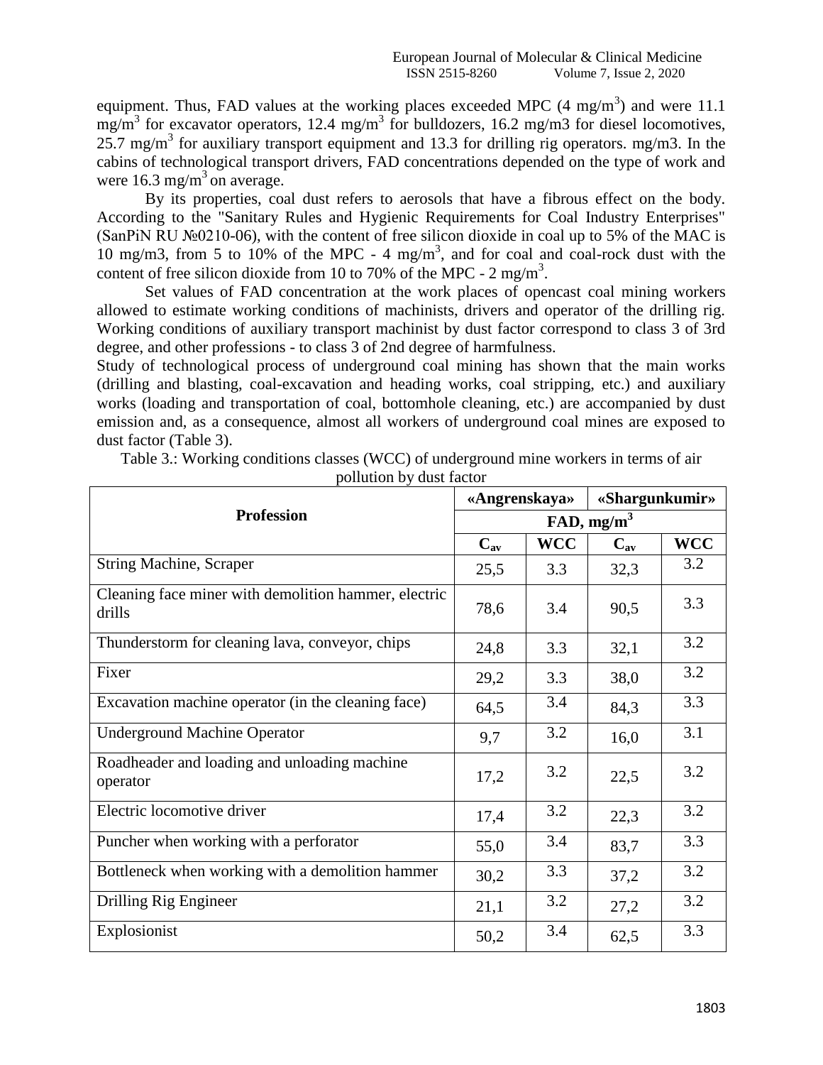equipment. Thus, FAD values at the working places exceeded MPC (4 mg/m$^3$) and were 11.1 mg/m$^3$ for excavator operators, 12.4 mg/m$^3$ for bulldozers, 16.2 mg/m3 for diesel locomotives, 25.7 mg/m$^3$ for auxiliary transport equipment and 13.3 for drilling rig operators. mg/m3. In the cabins of technological transport drivers, FAD concentrations depended on the type of work and were 16.3 mg/m$^3$ on average.

By its properties, coal dust refers to aerosols that have a fibrous effect on the body. According to the "Sanitary Rules and Hygienic Requirements for Coal Industry Enterprises" (SanPiN RU №0210-06), with the content of free silicon dioxide in coal up to 5% of the MAC is 10 mg/m3, from 5 to 10% of the MPC - 4 mg/m$^3$, and for coal and coal-rock dust with the content of free silicon dioxide from 10 to 70% of the MPC - 2 mg/m$^3$.

Set values of FAD concentration at the work places of opencast coal mining workers allowed to estimate working conditions of machinists, drivers and operator of the drilling rig. Working conditions of auxiliary transport machinist by dust factor correspond to class 3 of 3rd degree, and other professions - to class 3 of 2nd degree of harmfulness.

Study of technological process of underground coal mining has shown that the main works (drilling and blasting, coal-excavation and heading works, coal stripping, etc.) and auxiliary works (loading and transportation of coal, bottomhole cleaning, etc.) are accompanied by dust emission and, as a consequence, almost all workers of underground coal mines are exposed to dust factor (Table 3).

Table 3.: Working conditions classes (WCC) of underground mine workers in terms of air pollution by dust factor

| **Profession** | **«Angrenskaya»** | | **«Shargunkumir»** | |
|---|---|---|---|---|
| | **FAD, mg/m$^3$** | | | |
| | $C_{av}$ | **WCC** | $C_{av}$ | **WCC** |
| String Machine, Scraper | 25,5 | 3.3 | 32,3 | 3.2 |
| Cleaning face miner with demolition hammer, electric drills | 78,6 | 3.4 | 90,5 | 3.3 |
| Thunderstorm for cleaning lava, conveyor, chips | 24,8 | 3.3 | 32,1 | 3.2 |
| Fixer | 29,2 | 3.3 | 38,0 | 3.2 |
| Excavation machine operator (in the cleaning face) | 64,5 | 3.4 | 84,3 | 3.3 |
| Underground Machine Operator | 9,7 | 3.2 | 16,0 | 3.1 |
| Roadheader and loading and unloading machine operator | 17,2 | 3.2 | 22,5 | 3.2 |
| Electric locomotive driver | 17,4 | 3.2 | 22,3 | 3.2 |
| Puncher when working with a perforator | 55,0 | 3.4 | 83,7 | 3.3 |
| Bottleneck when working with a demolition hammer | 30,2 | 3.3 | 37,2 | 3.2 |
| Drilling Rig Engineer | 21,1 | 3.2 | 27,2 | 3.2 |
| Explosionist | 50,2 | 3.4 | 62,5 | 3.3 |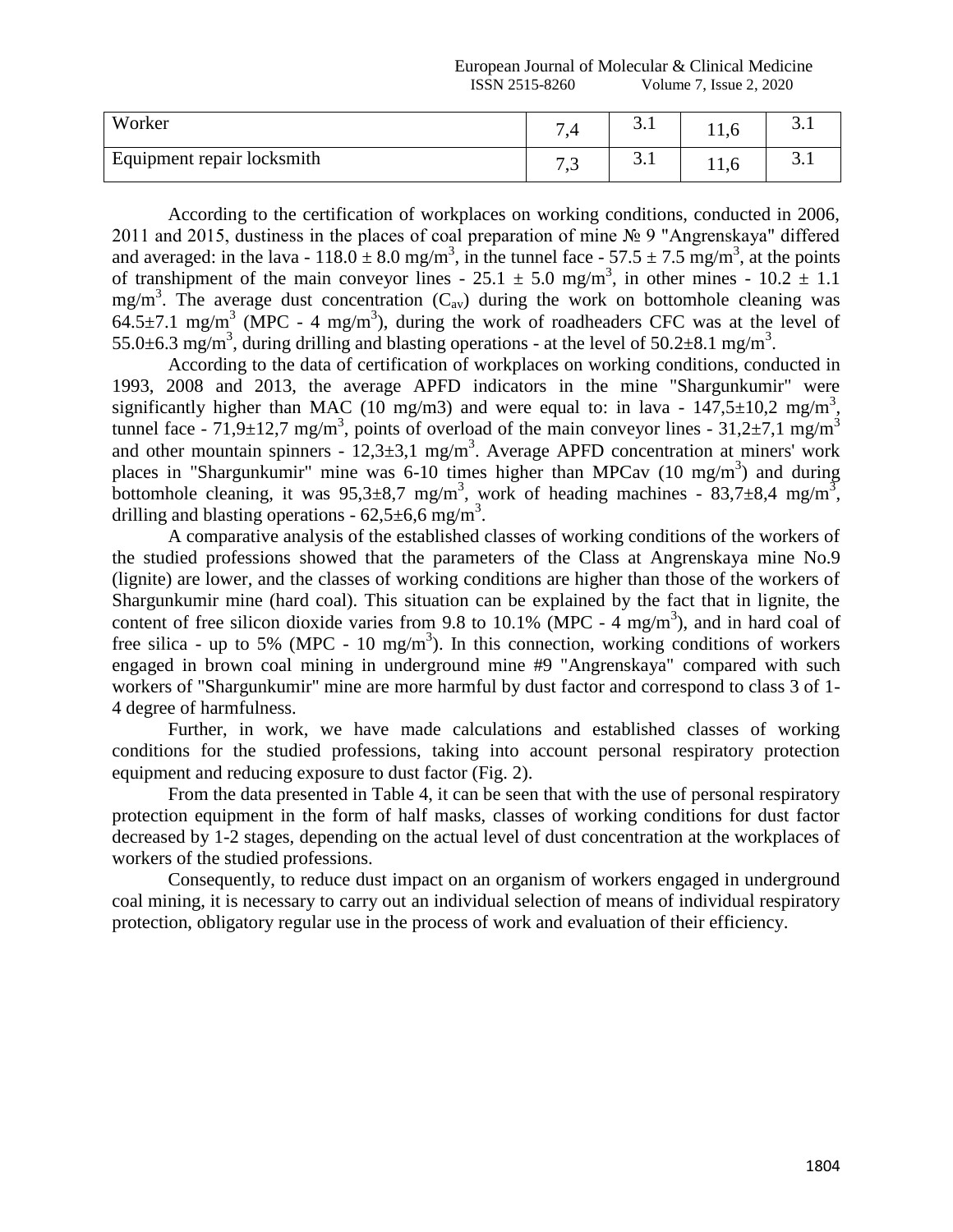| Worker | 7,4 | 3.1 | 11,6 | 3.1 |
|---|---|---|---|---|
| Equipment repair locksmith | 7,3 | 3.1 | 11,6 | 3.1 |

According to the certification of workplaces on working conditions, conducted in 2006, 2011 and 2015, dustiness in the places of coal preparation of mine № 9 "Angrenskaya" differed and averaged: in the lava - 118.0 ± 8.0 mg/m$^3$, in the tunnel face - 57.5 ± 7.5 mg/m$^3$, at the points of transhipment of the main conveyor lines - 25.1 ± 5.0 mg/m$^3$, in other mines - 10.2 ± 1.1 mg/m$^3$. The average dust concentration ($C_{av}$) during the work on bottomhole cleaning was 64.5±7.1 mg/m$^3$ (MPC - 4 mg/m$^3$), during the work of roadheaders CFC was at the level of 55.0±6.3 mg/m$^3$, during drilling and blasting operations - at the level of 50.2±8.1 mg/m$^3$.

According to the data of certification of workplaces on working conditions, conducted in 1993, 2008 and 2013, the average APFD indicators in the mine "Shargunkumir" were significantly higher than MAC (10 mg/m3) and were equal to: in lava - 147,5±10,2 mg/m$^3$, tunnel face - 71,9±12,7 mg/m$^3$, points of overload of the main conveyor lines - 31,2±7,1 mg/m$^3$ and other mountain spinners - 12,3±3,1 mg/m$^3$. Average APFD concentration at miners' work places in "Shargunkumir" mine was 6-10 times higher than MPCav (10 mg/m$^3$) and during bottomhole cleaning, it was 95,3±8,7 mg/m$^3$, work of heading machines - 83,7±8,4 mg/m$^3$, drilling and blasting operations - 62,5±6,6 mg/m$^3$.

A comparative analysis of the established classes of working conditions of the workers of the studied professions showed that the parameters of the Class at Angrenskaya mine No.9 (lignite) are lower, and the classes of working conditions are higher than those of the workers of Shargunkumir mine (hard coal). This situation can be explained by the fact that in lignite, the content of free silicon dioxide varies from 9.8 to 10.1% (MPC - 4 mg/m$^3$), and in hard coal of free silica - up to 5% (MPC - 10 mg/m$^3$). In this connection, working conditions of workers engaged in brown coal mining in underground mine #9 "Angrenskaya" compared with such workers of "Shargunkumir" mine are more harmful by dust factor and correspond to class 3 of 1-4 degree of harmfulness.

Further, in work, we have made calculations and established classes of working conditions for the studied professions, taking into account personal respiratory protection equipment and reducing exposure to dust factor (Fig. 2).

From the data presented in Table 4, it can be seen that with the use of personal respiratory protection equipment in the form of half masks, classes of working conditions for dust factor decreased by 1-2 stages, depending on the actual level of dust concentration at the workplaces of workers of the studied professions.

Consequently, to reduce dust impact on an organism of workers engaged in underground coal mining, it is necessary to carry out an individual selection of means of individual respiratory protection, obligatory regular use in the process of work and evaluation of their efficiency.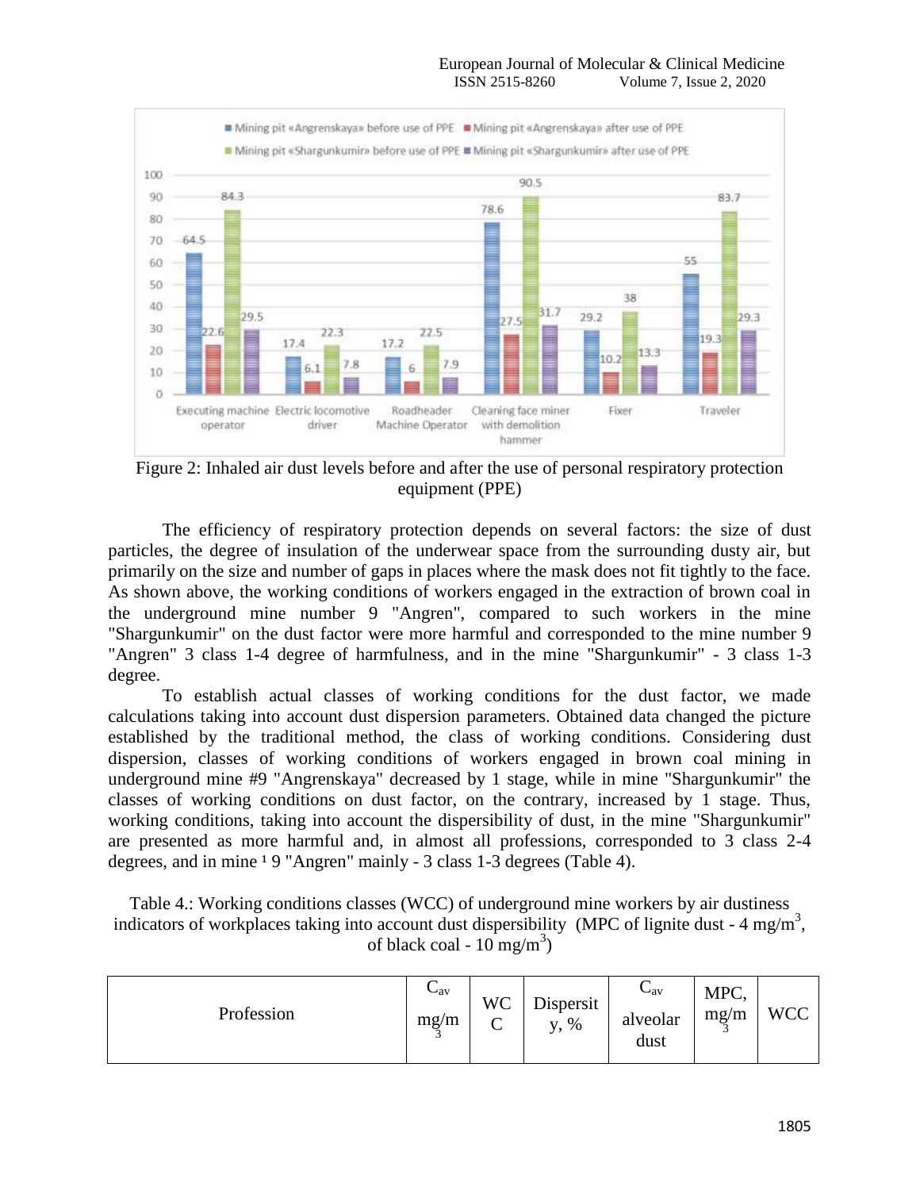Figure 2: Inhaled air dust levels before and after the use of personal respiratory protection equipment (PPE)

The efficiency of respiratory protection depends on several factors: the size of dust particles, the degree of insulation of the underwear space from the surrounding dusty air, but primarily on the size and number of gaps in places where the mask does not fit tightly to the face. As shown above, the working conditions of workers engaged in the extraction of brown coal in the underground mine number 9 "Angren", compared to such workers in the mine "Shargunkumir" on the dust factor were more harmful and corresponded to the mine number 9 "Angren" 3 class 1-4 degree of harmfulness, and in the mine "Shargunkumir" - 3 class 1-3 degree.

To establish actual classes of working conditions for the dust factor, we made calculations taking into account dust dispersion parameters. Obtained data changed the picture established by the traditional method, the class of working conditions. Considering dust dispersion, classes of working conditions of workers engaged in brown coal mining in underground mine #9 "Angrenskaya" decreased by 1 stage, while in mine "Shargunkumir" the classes of working conditions on dust factor, on the contrary, increased by 1 stage. Thus, working conditions, taking into account the dispersibility of dust, in the mine "Shargunkumir" are presented as more harmful and, in almost all professions, corresponded to 3 class 2-4 degrees, and in mine ¹ 9 "Angren" mainly - 3 class 1-3 degrees (Table 4).

Table 4.: Working conditions classes (WCC) of underground mine workers by air dustiness indicators of workplaces taking into account dust dispersibility (MPC of lignite dust - 4 mg/m$^3$, of black coal - 10 mg/m$^3$)

| Profession | $C_{av}$ mg/m$^3$ | WCC | Dispersity, % | $C_{av}$ alveolar dust | MPC, mg/m$^3$ | WCC |
|---|---|---|---|---|---|---|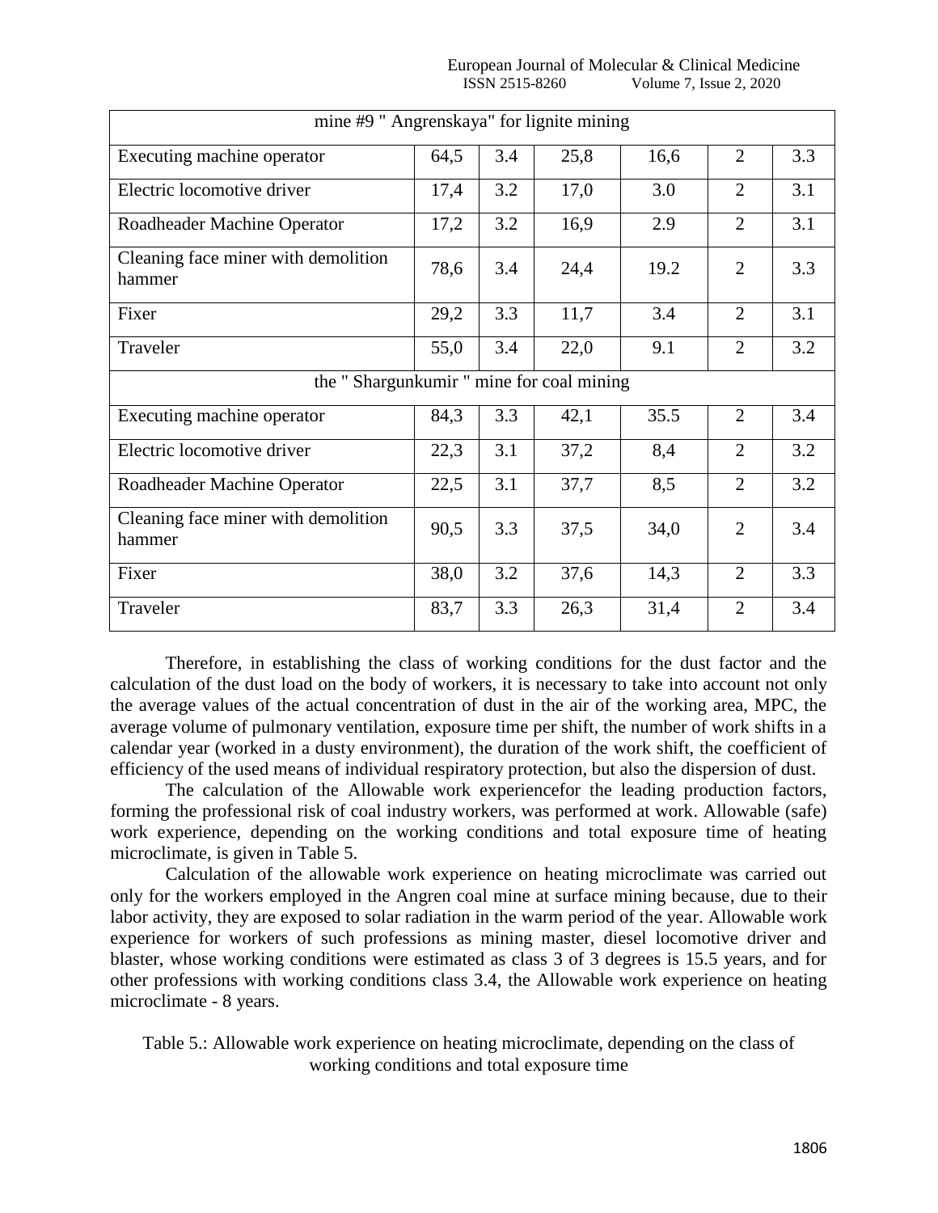| | | | | | | |
|---|---|---|---|---|---|---|
| mine #9 " Angrenskaya" for lignite mining | | | | | | |
| Executing machine operator | 64,5 | 3.4 | 25,8 | 16,6 | 2 | 3.3 |
| Electric locomotive driver | 17,4 | 3.2 | 17,0 | 3.0 | 2 | 3.1 |
| Roadheader Machine Operator | 17,2 | 3.2 | 16,9 | 2.9 | 2 | 3.1 |
| Cleaning face miner with demolition hammer | 78,6 | 3.4 | 24,4 | 19.2 | 2 | 3.3 |
| Fixer | 29,2 | 3.3 | 11,7 | 3.4 | 2 | 3.1 |
| Traveler | 55,0 | 3.4 | 22,0 | 9.1 | 2 | 3.2 |
| the " Shargunkumir " mine for coal mining | | | | | | |
| Executing machine operator | 84,3 | 3.3 | 42,1 | 35.5 | 2 | 3.4 |
| Electric locomotive driver | 22,3 | 3.1 | 37,2 | 8,4 | 2 | 3.2 |
| Roadheader Machine Operator | 22,5 | 3.1 | 37,7 | 8,5 | 2 | 3.2 |
| Cleaning face miner with demolition hammer | 90,5 | 3.3 | 37,5 | 34,0 | 2 | 3.4 |
| Fixer | 38,0 | 3.2 | 37,6 | 14,3 | 2 | 3.3 |
| Traveler | 83,7 | 3.3 | 26,3 | 31,4 | 2 | 3.4 |

Therefore, in establishing the class of working conditions for the dust factor and the calculation of the dust load on the body of workers, it is necessary to take into account not only the average values of the actual concentration of dust in the air of the working area, MPC, the average volume of pulmonary ventilation, exposure time per shift, the number of work shifts in a calendar year (worked in a dusty environment), the duration of the work shift, the coefficient of efficiency of the used means of individual respiratory protection, but also the dispersion of dust.

The calculation of the Allowable work experiencefor the leading production factors, forming the professional risk of coal industry workers, was performed at work. Allowable (safe) work experience, depending on the working conditions and total exposure time of heating microclimate, is given in Table 5.

Calculation of the allowable work experience on heating microclimate was carried out only for the workers employed in the Angren coal mine at surface mining because, due to their labor activity, they are exposed to solar radiation in the warm period of the year. Allowable work experience for workers of such professions as mining master, diesel locomotive driver and blaster, whose working conditions were estimated as class 3 of 3 degrees is 15.5 years, and for other professions with working conditions class 3.4, the Allowable work experience on heating microclimate - 8 years.

Table 5.: Allowable work experience on heating microclimate, depending on the class of working conditions and total exposure time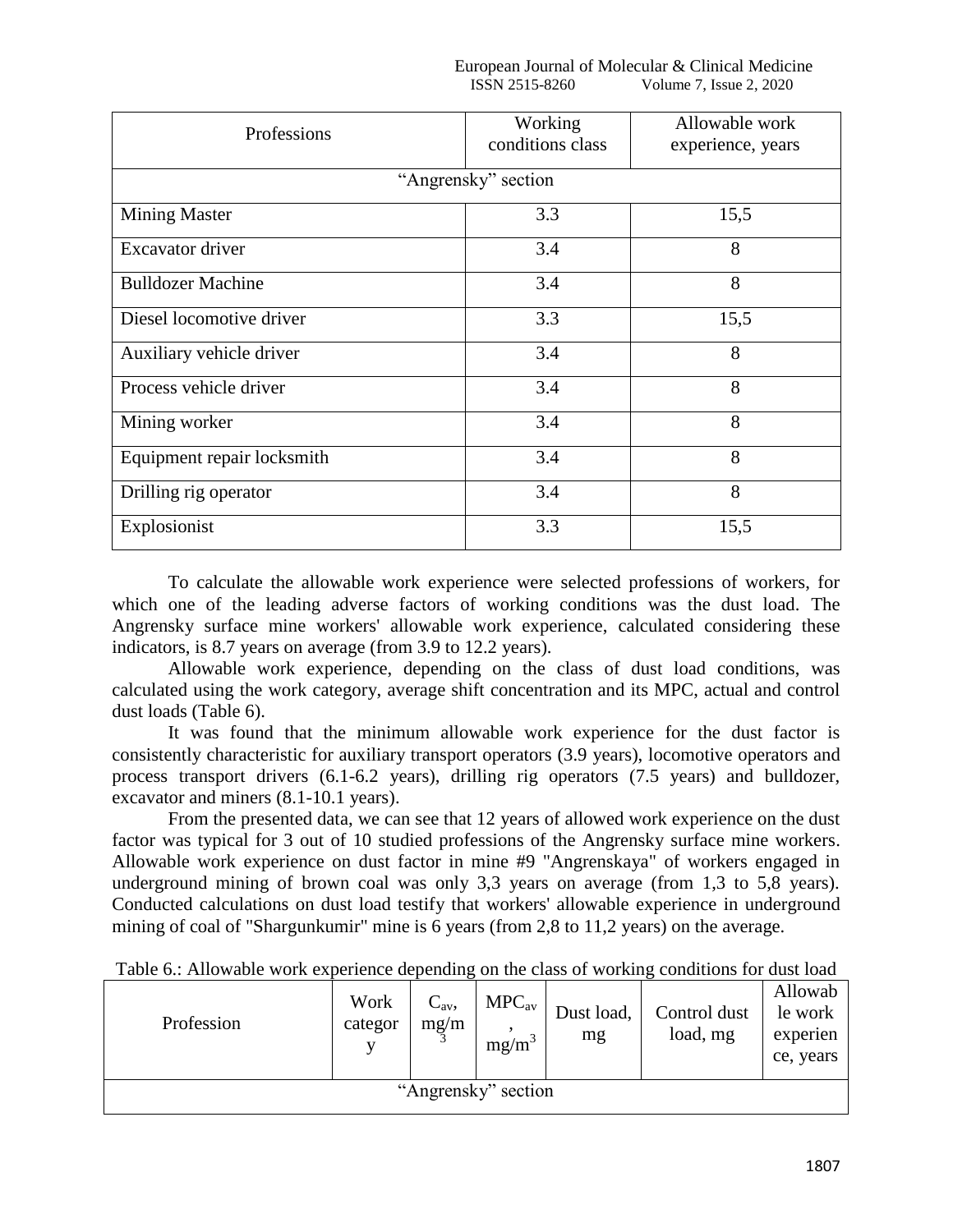| Professions | Working conditions class | Allowable work experience, years |
|---|---|---|
| “Angrensky” section | | |
| Mining Master | 3.3 | 15,5 |
| Excavator driver | 3.4 | 8 |
| Bulldozer Machine | 3.4 | 8 |
| Diesel locomotive driver | 3.3 | 15,5 |
| Auxiliary vehicle driver | 3.4 | 8 |
| Process vehicle driver | 3.4 | 8 |
| Mining worker | 3.4 | 8 |
| Equipment repair locksmith | 3.4 | 8 |
| Drilling rig operator | 3.4 | 8 |
| Explosionist | 3.3 | 15,5 |

To calculate the allowable work experience were selected professions of workers, for which one of the leading adverse factors of working conditions was the dust load. The Angrensky surface mine workers' allowable work experience, calculated considering these indicators, is 8.7 years on average (from 3.9 to 12.2 years).

Allowable work experience, depending on the class of dust load conditions, was calculated using the work category, average shift concentration and its MPC, actual and control dust loads (Table 6).

It was found that the minimum allowable work experience for the dust factor is consistently characteristic for auxiliary transport operators (3.9 years), locomotive operators and process transport drivers (6.1-6.2 years), drilling rig operators (7.5 years) and bulldozer, excavator and miners (8.1-10.1 years).

From the presented data, we can see that 12 years of allowed work experience on the dust factor was typical for 3 out of 10 studied professions of the Angrensky surface mine workers. Allowable work experience on dust factor in mine #9 "Angrenskaya" of workers engaged in underground mining of brown coal was only 3,3 years on average (from 1,3 to 5,8 years). Conducted calculations on dust load testify that workers' allowable experience in underground mining of coal of "Shargunkumir" mine is 6 years (from 2,8 to 11,2 years) on the average.

Table 6.: Allowable work experience depending on the class of working conditions for dust load

| Profession | Work category | $C_{av}$, $mg/m^3$ | $MPC_{av}$, $mg/m^3$ | Dust load, mg | Control dust load, mg | Allowable work experience, years |
|---|---|---|---|---|---|---|
| “Angrensky” section | | | | | | |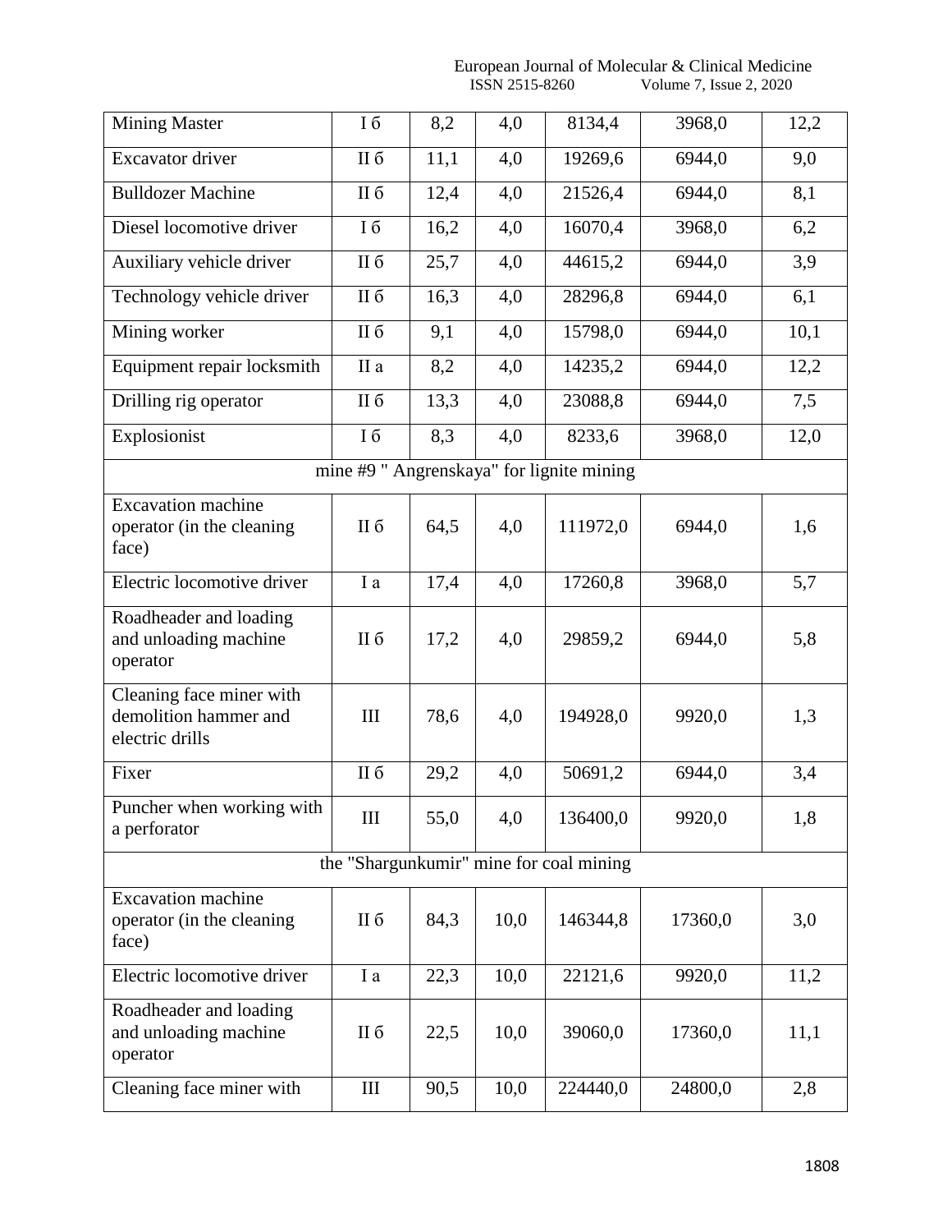| | | | | | | |
|---|---|---|---|---|---|---|
| Mining Master | I б | 8,2 | 4,0 | 8134,4 | 3968,0 | 12,2 |
| Excavator driver | II б | 11,1 | 4,0 | 19269,6 | 6944,0 | 9,0 |
| Bulldozer Machine | II б | 12,4 | 4,0 | 21526,4 | 6944,0 | 8,1 |
| Diesel locomotive driver | I б | 16,2 | 4,0 | 16070,4 | 3968,0 | 6,2 |
| Auxiliary vehicle driver | II б | 25,7 | 4,0 | 44615,2 | 6944,0 | 3,9 |
| Technology vehicle driver | II б | 16,3 | 4,0 | 28296,8 | 6944,0 | 6,1 |
| Mining worker | II б | 9,1 | 4,0 | 15798,0 | 6944,0 | 10,1 |
| Equipment repair locksmith | II a | 8,2 | 4,0 | 14235,2 | 6944,0 | 12,2 |
| Drilling rig operator | II б | 13,3 | 4,0 | 23088,8 | 6944,0 | 7,5 |
| Explosionist | I б | 8,3 | 4,0 | 8233,6 | 3968,0 | 12,0 |
| mine #9 " Angrenskaya" for lignite mining | | | | | | |
| Excavation machine operator (in the cleaning face) | II б | 64,5 | 4,0 | 111972,0 | 6944,0 | 1,6 |
| Electric locomotive driver | I a | 17,4 | 4,0 | 17260,8 | 3968,0 | 5,7 |
| Roadheader and loading and unloading machine operator | II б | 17,2 | 4,0 | 29859,2 | 6944,0 | 5,8 |
| Cleaning face miner with demolition hammer and electric drills | III | 78,6 | 4,0 | 194928,0 | 9920,0 | 1,3 |
| Fixer | II б | 29,2 | 4,0 | 50691,2 | 6944,0 | 3,4 |
| Puncher when working with a perforator | III | 55,0 | 4,0 | 136400,0 | 9920,0 | 1,8 |
| the "Shargunkumir" mine for coal mining | | | | | | |
| Excavation machine operator (in the cleaning face) | II б | 84,3 | 10,0 | 146344,8 | 17360,0 | 3,0 |
| Electric locomotive driver | I a | 22,3 | 10,0 | 22121,6 | 9920,0 | 11,2 |
| Roadheader and loading and unloading machine operator | II б | 22,5 | 10,0 | 39060,0 | 17360,0 | 11,1 |
| Cleaning face miner with | III | 90,5 | 10,0 | 224440,0 | 24800,0 | 2,8 |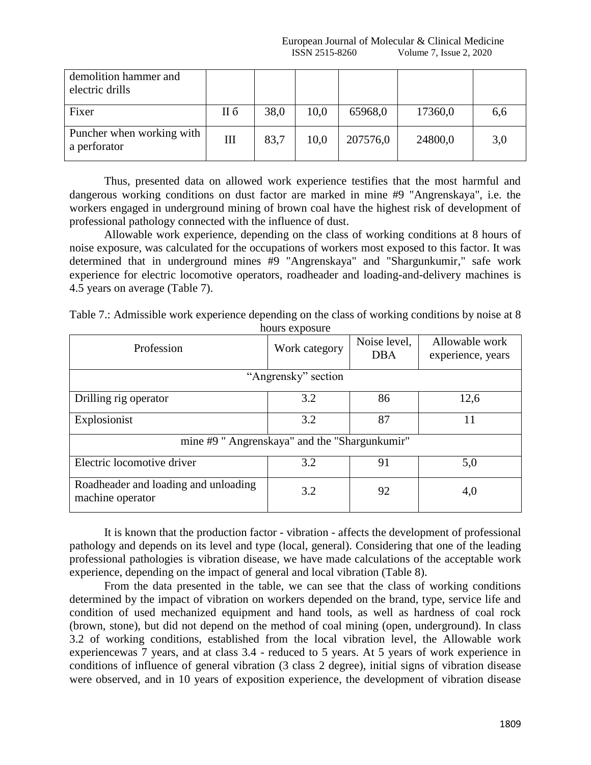| demolition hammer and electric drills | | | | | | |
|---|---|---|---|---|---|---|
| Fixer | II б | 38,0 | 10,0 | 65968,0 | 17360,0 | 6,6 |
| Puncher when working with a perforator | III | 83,7 | 10,0 | 207576,0 | 24800,0 | 3,0 |

Thus, presented data on allowed work experience testifies that the most harmful and dangerous working conditions on dust factor are marked in mine #9 "Angrenskaya", i.e. the workers engaged in underground mining of brown coal have the highest risk of development of professional pathology connected with the influence of dust.

Allowable work experience, depending on the class of working conditions at 8 hours of noise exposure, was calculated for the occupations of workers most exposed to this factor. It was determined that in underground mines #9 "Angrenskaya" and "Shargunkumir," safe work experience for electric locomotive operators, roadheader and loading-and-delivery machines is 4.5 years on average (Table 7).

Table 7.: Admissible work experience depending on the class of working conditions by noise at 8 hours exposure

| Profession | Work category | Noise level, DBA | Allowable work experience, years |
|---|---|---|---|
| "Angrensky" section | | | |
| Drilling rig operator | 3.2 | 86 | 12,6 |
| Explosionist | 3.2 | 87 | 11 |
| mine #9 " Angrenskaya" and the "Shargunkumir" | | | |
| Electric locomotive driver | 3.2 | 91 | 5,0 |
| Roadheader and loading and unloading machine operator | 3.2 | 92 | 4,0 |

It is known that the production factor - vibration - affects the development of professional pathology and depends on its level and type (local, general). Considering that one of the leading professional pathologies is vibration disease, we have made calculations of the acceptable work experience, depending on the impact of general and local vibration (Table 8).

From the data presented in the table, we can see that the class of working conditions determined by the impact of vibration on workers depended on the brand, type, service life and condition of used mechanized equipment and hand tools, as well as hardness of coal rock (brown, stone), but did not depend on the method of coal mining (open, underground). In class 3.2 of working conditions, established from the local vibration level, the Allowable work experiencewas 7 years, and at class 3.4 - reduced to 5 years. At 5 years of work experience in conditions of influence of general vibration (3 class 2 degree), initial signs of vibration disease were observed, and in 10 years of exposition experience, the development of vibration disease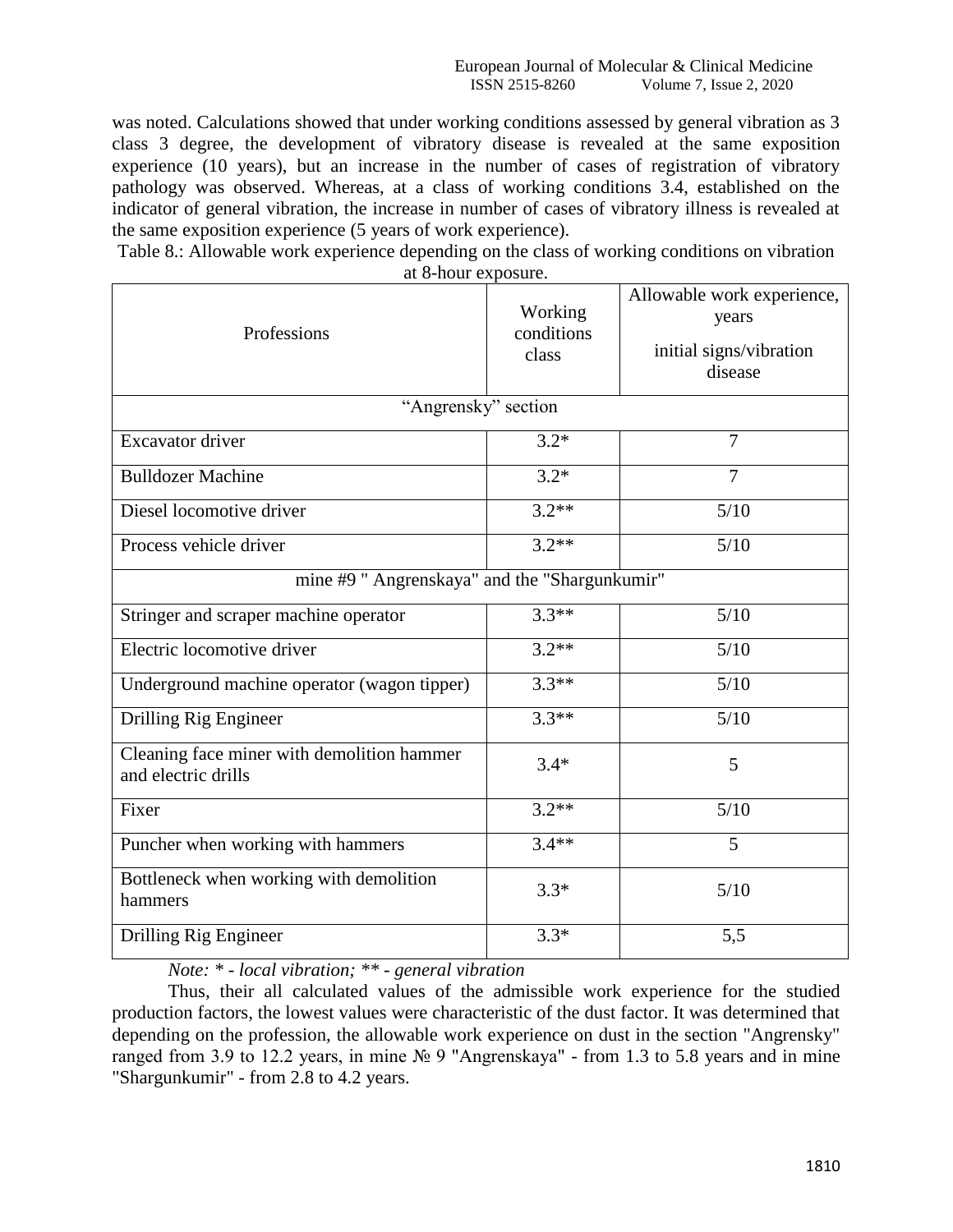was noted. Calculations showed that under working conditions assessed by general vibration as 3 class 3 degree, the development of vibratory disease is revealed at the same exposition experience (10 years), but an increase in the number of cases of registration of vibratory pathology was observed. Whereas, at a class of working conditions 3.4, established on the indicator of general vibration, the increase in number of cases of vibratory illness is revealed at the same exposition experience (5 years of work experience).

Table 8.: Allowable work experience depending on the class of working conditions on vibration at 8-hour exposure.

| Professions | Working conditions class | Allowable work experience, years<br>initial signs/vibration disease |
|---|---|---|
| "Angrensky" section | | |
| Excavator driver | 3.2* | 7 |
| Bulldozer Machine | 3.2* | 7 |
| Diesel locomotive driver | 3.2** | 5/10 |
| Process vehicle driver | 3.2** | 5/10 |
| mine #9 " Angrenskaya" and the "Shargunkumir" | | |
| Stringer and scraper machine operator | 3.3** | 5/10 |
| Electric locomotive driver | 3.2** | 5/10 |
| Underground machine operator (wagon tipper) | 3.3** | 5/10 |
| Drilling Rig Engineer | 3.3** | 5/10 |
| Cleaning face miner with demolition hammer and electric drills | 3.4* | 5 |
| Fixer | 3.2** | 5/10 |
| Puncher when working with hammers | 3.4** | 5 |
| Bottleneck when working with demolition hammers | 3.3* | 5/10 |
| Drilling Rig Engineer | 3.3* | 5,5 |

*Note: * - local vibration; ** - general vibration*

Thus, their all calculated values of the admissible work experience for the studied production factors, the lowest values were characteristic of the dust factor. It was determined that depending on the profession, the allowable work experience on dust in the section "Angrensky" ranged from 3.9 to 12.2 years, in mine № 9 "Angrenskaya" - from 1.3 to 5.8 years and in mine "Shargunkumir" - from 2.8 to 4.2 years.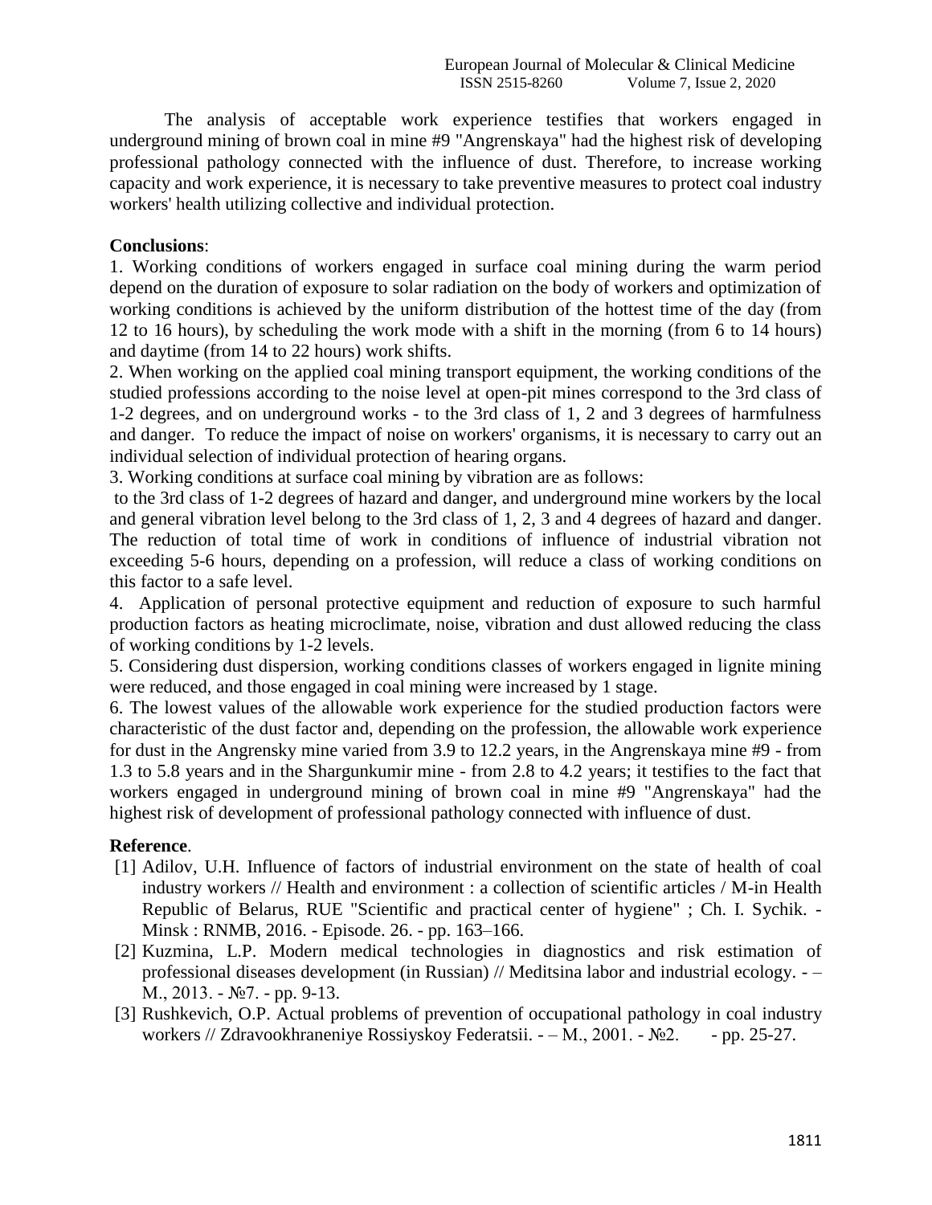The analysis of acceptable work experience testifies that workers engaged in underground mining of brown coal in mine #9 "Angrenskaya" had the highest risk of developing professional pathology connected with the influence of dust. Therefore, to increase working capacity and work experience, it is necessary to take preventive measures to protect coal industry workers' health utilizing collective and individual protection.

**Conclusions**:

1. Working conditions of workers engaged in surface coal mining during the warm period depend on the duration of exposure to solar radiation on the body of workers and optimization of working conditions is achieved by the uniform distribution of the hottest time of the day (from 12 to 16 hours), by scheduling the work mode with a shift in the morning (from 6 to 14 hours) and daytime (from 14 to 22 hours) work shifts.
2. When working on the applied coal mining transport equipment, the working conditions of the studied professions according to the noise level at open-pit mines correspond to the 3rd class of 1-2 degrees, and on underground works - to the 3rd class of 1, 2 and 3 degrees of harmfulness and danger. To reduce the impact of noise on workers' organisms, it is necessary to carry out an individual selection of individual protection of hearing organs.
3. Working conditions at surface coal mining by vibration are as follows:
to the 3rd class of 1-2 degrees of hazard and danger, and underground mine workers by the local and general vibration level belong to the 3rd class of 1, 2, 3 and 4 degrees of hazard and danger. The reduction of total time of work in conditions of influence of industrial vibration not exceeding 5-6 hours, depending on a profession, will reduce a class of working conditions on this factor to a safe level.
4. Application of personal protective equipment and reduction of exposure to such harmful production factors as heating microclimate, noise, vibration and dust allowed reducing the class of working conditions by 1-2 levels.
5. Considering dust dispersion, working conditions classes of workers engaged in lignite mining were reduced, and those engaged in coal mining were increased by 1 stage.
6. The lowest values of the allowable work experience for the studied production factors were characteristic of the dust factor and, depending on the profession, the allowable work experience for dust in the Angrensky mine varied from 3.9 to 12.2 years, in the Angrenskaya mine #9 - from 1.3 to 5.8 years and in the Shargunkumir mine - from 2.8 to 4.2 years; it testifies to the fact that workers engaged in underground mining of brown coal in mine #9 "Angrenskaya" had the highest risk of development of professional pathology connected with influence of dust.

**Reference**.

[1] Adilov, U.H. Influence of factors of industrial environment on the state of health of coal industry workers // Health and environment : a collection of scientific articles / M-in Health Republic of Belarus, RUE "Scientific and practical center of hygiene" ; Ch. I. Sychik. - Minsk : RNMB, 2016. - Episode. 26. - pp. 163–166.

[2] Kuzmina, L.P. Modern medical technologies in diagnostics and risk estimation of professional diseases development (in Russian) // Meditsina labor and industrial ecology. - – M., 2013. - №7. - pp. 9-13.

[3] Rushkevich, O.P. Actual problems of prevention of occupational pathology in coal industry workers // Zdravookhraneniye Rossiyskoy Federatsii. - – M., 2001. - №2. - pp. 25-27.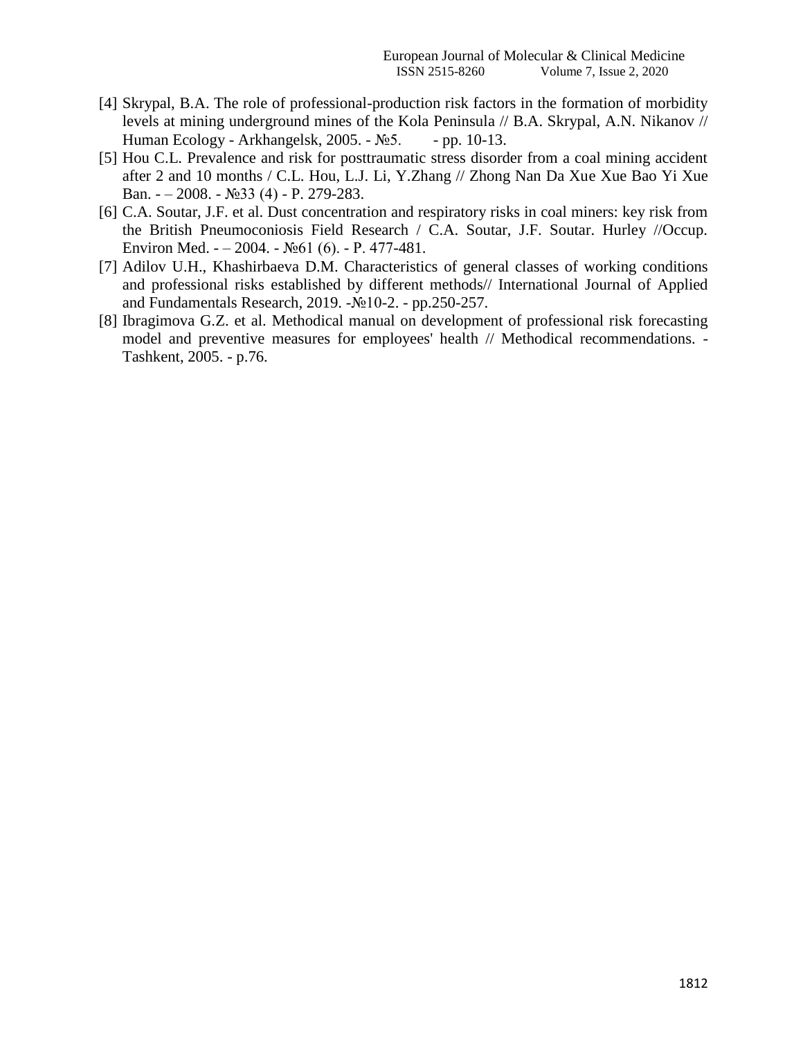[4] Skrypal, B.A. The role of professional-production risk factors in the formation of morbidity levels at mining underground mines of the Kola Peninsula // B.A. Skrypal, A.N. Nikanov // Human Ecology - Arkhangelsk, 2005. - №5. - pp. 10-13.

[5] Hou C.L. Prevalence and risk for posttraumatic stress disorder from a coal mining accident after 2 and 10 months / C.L. Hou, L.J. Li, Y.Zhang // Zhong Nan Da Xue Xue Bao Yi Xue Ban. - – 2008. - №33 (4) - P. 279-283.

[6] C.A. Soutar, J.F. et al. Dust concentration and respiratory risks in coal miners: key risk from the British Pneumoconiosis Field Research / C.A. Soutar, J.F. Soutar. Hurley //Occup. Environ Med. - – 2004. - №61 (6). - P. 477-481.

[7] Adilov U.H., Khashirbaeva D.M. Characteristics of general classes of working conditions and professional risks established by different methods// International Journal of Applied and Fundamentals Research, 2019. -№10-2. - pp.250-257.

[8] Ibragimova G.Z. et al. Methodical manual on development of professional risk forecasting model and preventive measures for employees' health // Methodical recommendations. - Tashkent, 2005. - p.76.